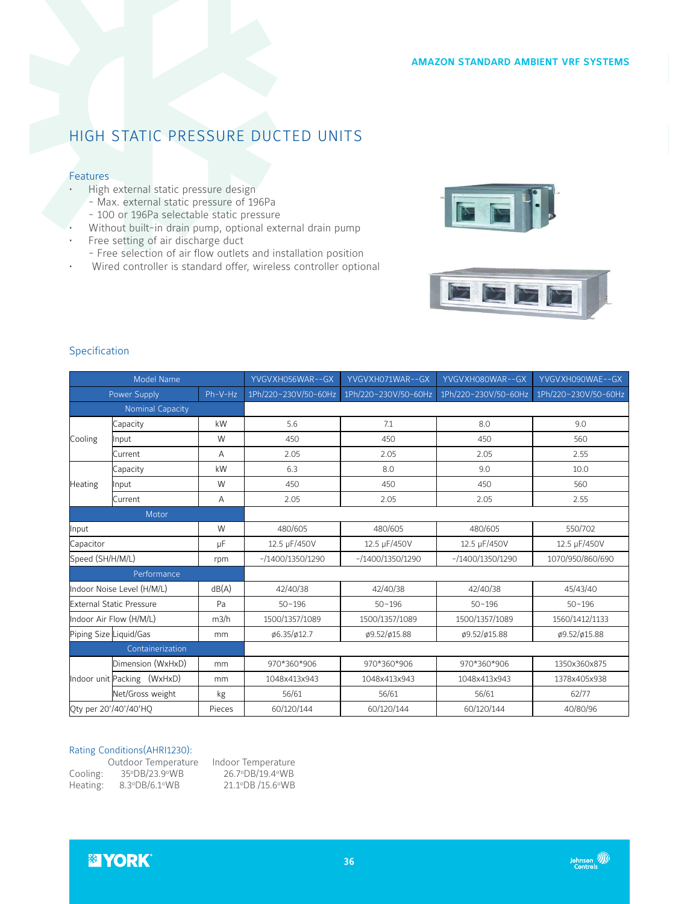AMAZON STANDARD AMBIENT VRF SYSTEMS

# HIGH STATIC PRESSURE DUCTED UNITS

## Features

- High external static pressure design
  - Max. external static pressure of 196Pa
  - 100 or 196Pa selectable static pressure
- Without built-in drain pump, optional external drain pump
- Free setting of air discharge duct
  - Free selection of air flow outlets and installation position
- Wired controller is standard offer, wireless controller optional

## Specification

| Model Name | | | YVGVXH056WAR--GX | YVGVXH071WAR--GX | YVGVXH080WAR--GX | YVGVXH090WAE--GX |
|---|---|---|---|---|---|---|
| Power Supply | | Ph-V-Hz | 1Ph/220~230V/50-60Hz | 1Ph/220~230V/50-60Hz | 1Ph/220~230V/50-60Hz | 1Ph/220~230V/50-60Hz |
| Nominal Capacity | | | | | | |
| Cooling | Capacity | kW | 5.6 | 7.1 | 8.0 | 9.0 |
| | Input | W | 450 | 450 | 450 | 560 |
| | Current | A | 2.05 | 2.05 | 2.05 | 2.55 |
| Heating | Capacity | kW | 6.3 | 8.0 | 9.0 | 10.0 |
| | Input | W | 450 | 450 | 450 | 560 |
| | Current | A | 2.05 | 2.05 | 2.05 | 2.55 |
| Motor | | | | | | |
| Input | | W | 480/605 | 480/605 | 480/605 | 550/702 |
| Capacitor | | μF | 12.5 μF/450V | 12.5 μF/450V | 12.5 μF/450V | 12.5 μF/450V |
| Speed (SH/H/M/L) | | rpm | -/1400/1350/1290 | -/1400/1350/1290 | -/1400/1350/1290 | 1070/950/860/690 |
| Performance | | | | | | |
| Indoor Noise Level (H/M/L) | | dB(A) | 42/40/38 | 42/40/38 | 42/40/38 | 45/43/40 |
| External Static Pressure | | Pa | 50~196 | 50~196 | 50~196 | 50~196 |
| Indoor Air Flow (H/M/L) | | m3/h | 1500/1357/1089 | 1500/1357/1089 | 1500/1357/1089 | 1560/1412/1133 |
| Piping Size | Liquid/Gas | mm | ø6.35/ø12.7 | ø9.52/ø15.88 | ø9.52/ø15.88 | ø9.52/ø15.88 |
| Containerization | | | | | | |
| Indoor unit | Dimension (WxHxD) | mm | 970*360*906 | 970*360*906 | 970*360*906 | 1350x360x875 |
| | Packing (WxHxD) | mm | 1048x413x943 | 1048x413x943 | 1048x413x943 | 1378x405x938 |
| | Net/Gross weight | kg | 56/61 | 56/61 | 56/61 | 62/77 |
| Qty per 20'/40'/40'HQ | | Pieces | 60/120/144 | 60/120/144 | 60/120/144 | 40/80/96 |

Rating Conditions(AHRI1230):

| | Outdoor Temperature | Indoor Temperature |
|---|---|---|
| Cooling: | 35°DB/23.9°WB | 26.7°DB/19.4°WB |
| Heating: | 8.3°DB/6.1°WB | 21.1°DB /15.6°WB |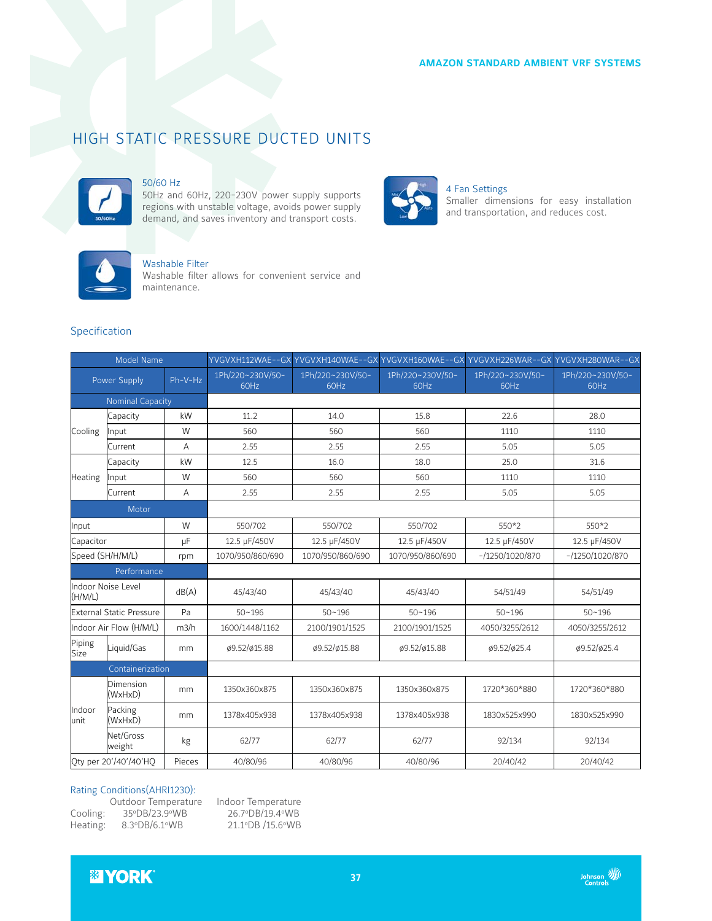## HIGH STATIC PRESSURE DUCTED UNITS

**50/60 Hz**
50Hz and 60Hz, 220-230V power supply supports regions with unstable voltage, avoids power supply demand, and saves inventory and transport costs.

**4 Fan Settings**
Smaller dimensions for easy installation and transportation, and reduces cost.

**Washable Filter**
Washable filter allows for convenient service and maintenance.

### Specification

| Model Name | | | YVGVXH112WAE--GX | YVGVXH140WAE--GX | YVGVXH160WAE--GX | YVGVXH226WAR--GX | YVGVXH280WAR--GX |
|---|---|---|---|---|---|---|---|
| Power Supply | | Ph-V-Hz | 1Ph/220~230V/50-60Hz | 1Ph/220~230V/50-60Hz | 1Ph/220~230V/50-60Hz | 1Ph/220~230V/50-60Hz | 1Ph/220~230V/50-60Hz |
| Nominal Capacity | | | | | | | |
| Cooling | Capacity | kW | 11.2 | 14.0 | 15.8 | 22.6 | 28.0 |
| | Input | W | 560 | 560 | 560 | 1110 | 1110 |
| | Current | A | 2.55 | 2.55 | 2.55 | 5.05 | 5.05 |
| Heating | Capacity | kW | 12.5 | 16.0 | 18.0 | 25.0 | 31.6 |
| | Input | W | 560 | 560 | 560 | 1110 | 1110 |
| | Current | A | 2.55 | 2.55 | 2.55 | 5.05 | 5.05 |
| Motor | | | | | | | |
| Input | | W | 550/702 | 550/702 | 550/702 | 550*2 | 550*2 |
| Capacitor | | μF | 12.5 μF/450V | 12.5 μF/450V | 12.5 μF/450V | 12.5 μF/450V | 12.5 μF/450V |
| Speed (SH/H/M/L) | | rpm | 1070/950/860/690 | 1070/950/860/690 | 1070/950/860/690 | -/1250/1020/870 | -/1250/1020/870 |
| Performance | | | | | | | |
| Indoor Noise Level (H/M/L) | | dB(A) | 45/43/40 | 45/43/40 | 45/43/40 | 54/51/49 | 54/51/49 |
| External Static Pressure | | Pa | 50~196 | 50~196 | 50~196 | 50~196 | 50~196 |
| Indoor Air Flow (H/M/L) | | m3/h | 1600/1448/1162 | 2100/1901/1525 | 2100/1901/1525 | 4050/3255/2612 | 4050/3255/2612 |
| Piping Size | Liquid/Gas | mm | ø9.52/ø15.88 | ø9.52/ø15.88 | ø9.52/ø15.88 | ø9.52/ø25.4 | ø9.52/ø25.4 |
| Containerization | | | | | | | |
| Indoor unit | Dimension (WxHxD) | mm | 1350x360x875 | 1350x360x875 | 1350x360x875 | 1720*360*880 | 1720*360*880 |
| | Packing (WxHxD) | mm | 1378x405x938 | 1378x405x938 | 1378x405x938 | 1830x525x990 | 1830x525x990 |
| | Net/Gross weight | kg | 62/77 | 62/77 | 62/77 | 92/134 | 92/134 |
| Qty per 20'/40'/40'HQ | | Pieces | 40/80/96 | 40/80/96 | 40/80/96 | 20/40/42 | 20/40/42 |

**Rating Conditions(AHRI1230):**

| | Outdoor Temperature | Indoor Temperature |
|---|---|---|
| Cooling: | 35°DB/23.9°WB | 26.7°DB/19.4°WB |
| Heating: | 8.3°DB/6.1°WB | 21.1°DB /15.6°WB |